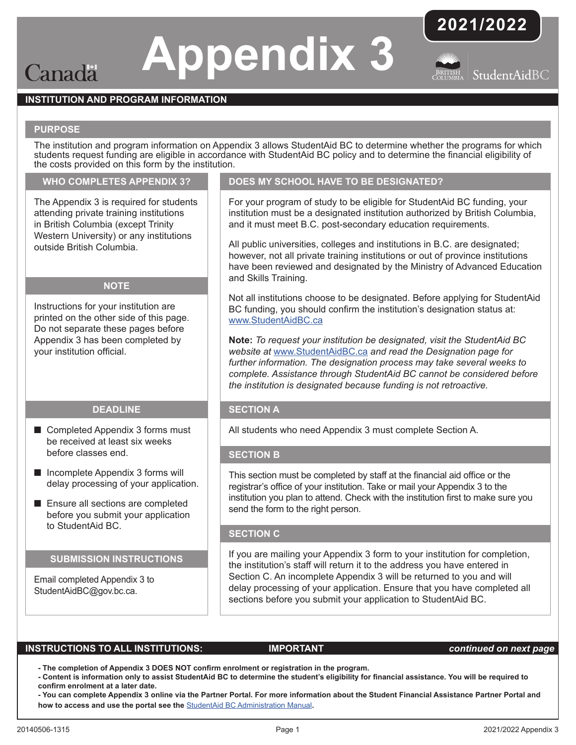# Appendix 3

**2021/2022**

Canada | StudentAidBC

## INSTITUTION AND PROGRAM INFORMATION

### PURPOSE

The institution and program information on Appendix 3 allows StudentAid BC to determine whether the programs for which students request funding are eligible in accordance with StudentAid BC policy and to determine the financial eligibility of the costs provided on this form by the institution.

### WHO COMPLETES APPENDIX 3?

The Appendix 3 is required for students attending private training institutions in British Columbia (except Trinity Western University) or any institutions outside British Columbia.

### NOTE

Instructions for your institution are printed on the other side of this page. Do not separate these pages before Appendix 3 has been completed by your institution official.

### DEADLINE

- Completed Appendix 3 forms must be received at least six weeks before classes end.
- Incomplete Appendix 3 forms will delay processing of your application.
- Ensure all sections are completed before you submit your application to StudentAid BC.

### SUBMISSION INSTRUCTIONS

Email completed Appendix 3 to StudentAidBC@gov.bc.ca.

### DOES MY SCHOOL HAVE TO BE DESIGNATED?

For your program of study to be eligible for StudentAid BC funding, your institution must be a designated institution authorized by British Columbia, and it must meet B.C. post-secondary education requirements.

All public universities, colleges and institutions in B.C. are designated; however, not all private training institutions or out of province institutions have been reviewed and designated by the Ministry of Advanced Education and Skills Training.

Not all institutions choose to be designated. Before applying for StudentAid BC funding, you should confirm the institution's designation status at: www.StudentAidBC.ca

**Note:** *To request your institution be designated, visit the StudentAid BC website at* www.StudentAidBC.ca *and read the Designation page for further information. The designation process may take several weeks to complete. Assistance through StudentAid BC cannot be considered before the institution is designated because funding is not retroactive.*

### SECTION A

All students who need Appendix 3 must complete Section A.

### SECTION B

This section must be completed by staff at the financial aid office or the registrar's office of your institution. Take or mail your Appendix 3 to the institution you plan to attend. Check with the institution first to make sure you send the form to the right person.

### SECTION C

If you are mailing your Appendix 3 form to your institution for completion, the institution's staff will return it to the address you have entered in Section C. An incomplete Appendix 3 will be returned to you and will delay processing of your application. Ensure that you have completed all sections before you submit your application to StudentAid BC.

## INSTRUCTIONS TO ALL INSTITUTIONS: IMPORTANT

*continued on next page*

- **The completion of Appendix 3 DOES NOT confirm enrolment or registration in the program.**
- **Content is information only to assist StudentAid BC to determine the student's eligibility for financial assistance. You will be required to confirm enrolment at a later date.**
- **You can complete Appendix 3 online via the Partner Portal. For more information about the Student Financial Assistance Partner Portal and how to access and use the portal see the** StudentAid BC Administration Manual**.**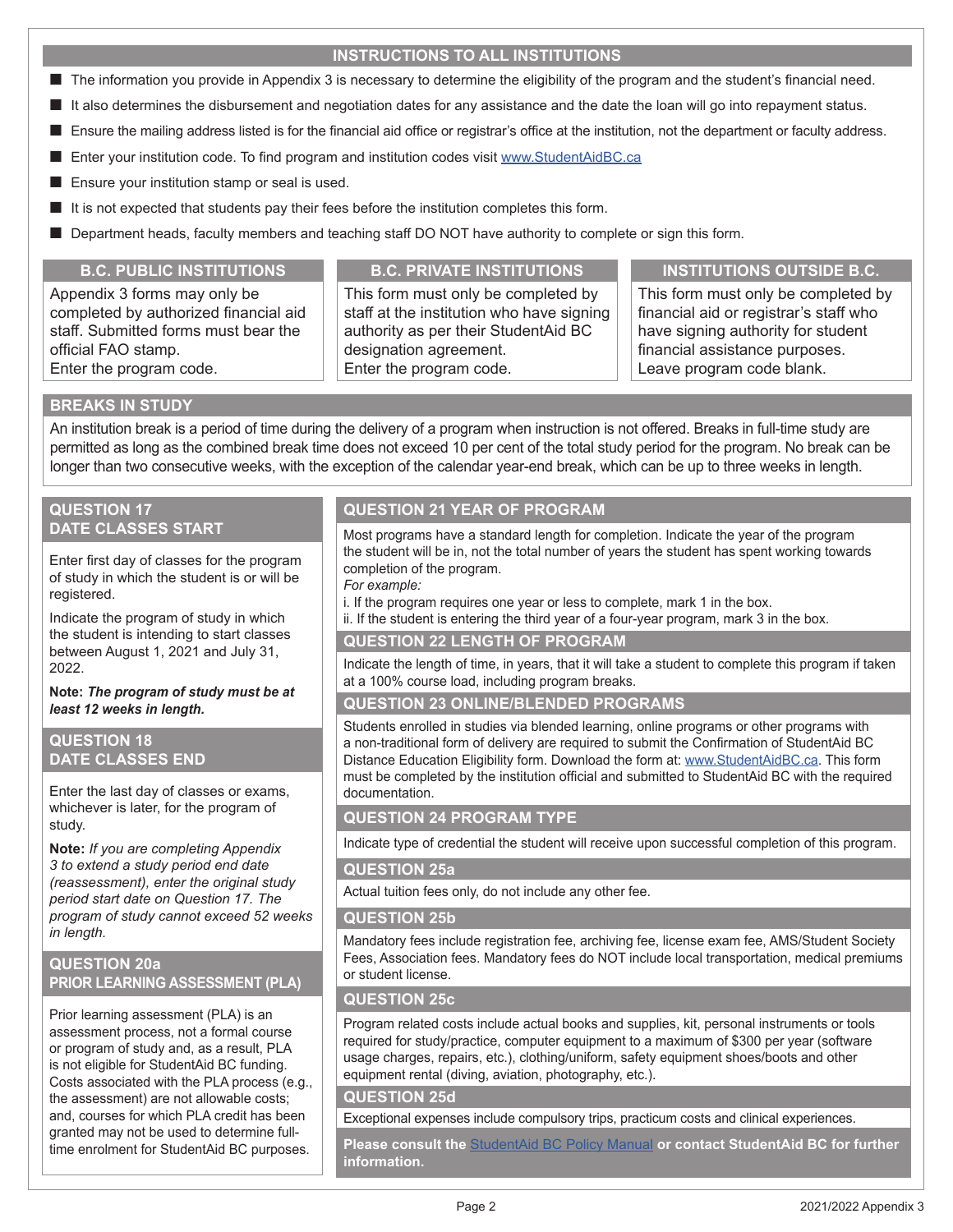## INSTRUCTIONS TO ALL INSTITUTIONS

- The information you provide in Appendix 3 is necessary to determine the eligibility of the program and the student's financial need.
- It also determines the disbursement and negotiation dates for any assistance and the date the loan will go into repayment status.
- Ensure the mailing address listed is for the financial aid office or registrar's office at the institution, not the department or faculty address.
- Enter your institution code. To find program and institution codes visit www.StudentAidBC.ca
- Ensure your institution stamp or seal is used.
- It is not expected that students pay their fees before the institution completes this form.
- Department heads, faculty members and teaching staff DO NOT have authority to complete or sign this form.

### B.C. PUBLIC INSTITUTIONS

Appendix 3 forms may only be completed by authorized financial aid staff. Submitted forms must bear the official FAO stamp.
Enter the program code.

### B.C. PRIVATE INSTITUTIONS

This form must only be completed by staff at the institution who have signing authority as per their StudentAid BC designation agreement.
Enter the program code.

### INSTITUTIONS OUTSIDE B.C.

This form must only be completed by financial aid or registrar's staff who have signing authority for student financial assistance purposes.
Leave program code blank.

## BREAKS IN STUDY

An institution break is a period of time during the delivery of a program when instruction is not offered. Breaks in full-time study are permitted as long as the combined break time does not exceed 10 per cent of the total study period for the program. No break can be longer than two consecutive weeks, with the exception of the calendar year-end break, which can be up to three weeks in length.

## QUESTION 17 DATE CLASSES START

Enter first day of classes for the program of study in which the student is or will be registered.

Indicate the program of study in which the student is intending to start classes between August 1, 2021 and July 31, 2022.

**Note:** ***The program of study must be at least 12 weeks in length.***

## QUESTION 18 DATE CLASSES END

Enter the last day of classes or exams, whichever is later, for the program of study.

**Note:** *If you are completing Appendix 3 to extend a study period end date (reassessment), enter the original study period start date on Question 17. The program of study cannot exceed 52 weeks in length.*

## QUESTION 20a PRIOR LEARNING ASSESSMENT (PLA)

Prior learning assessment (PLA) is an assessment process, not a formal course or program of study and, as a result, PLA is not eligible for StudentAid BC funding. Costs associated with the PLA process (e.g., the assessment) are not allowable costs; and, courses for which PLA credit has been granted may not be used to determine full-time enrolment for StudentAid BC purposes.

## QUESTION 21 YEAR OF PROGRAM

Most programs have a standard length for completion. Indicate the year of the program the student will be in, not the total number of years the student has spent working towards completion of the program.

*For example:*

i. If the program requires one year or less to complete, mark 1 in the box.
ii. If the student is entering the third year of a four-year program, mark 3 in the box.

## QUESTION 22 LENGTH OF PROGRAM

Indicate the length of time, in years, that it will take a student to complete this program if taken at a 100% course load, including program breaks.

## QUESTION 23 ONLINE/BLENDED PROGRAMS

Students enrolled in studies via blended learning, online programs or other programs with a non-traditional form of delivery are required to submit the Confirmation of StudentAid BC Distance Education Eligibility form. Download the form at: www.StudentAidBC.ca. This form must be completed by the institution official and submitted to StudentAid BC with the required documentation.

## QUESTION 24 PROGRAM TYPE

Indicate type of credential the student will receive upon successful completion of this program.

## QUESTION 25a

Actual tuition fees only, do not include any other fee.

## QUESTION 25b

Mandatory fees include registration fee, archiving fee, license exam fee, AMS/Student Society Fees, Association fees. Mandatory fees do NOT include local transportation, medical premiums or student license.

## QUESTION 25c

Program related costs include actual books and supplies, kit, personal instruments or tools required for study/practice, computer equipment to a maximum of $300 per year (software usage charges, repairs, etc.), clothing/uniform, safety equipment shoes/boots and other equipment rental (diving, aviation, photography, etc.).

## QUESTION 25d

Exceptional expenses include compulsory trips, practicum costs and clinical experiences.

**Please consult the StudentAid BC Policy Manual or contact StudentAid BC for further information.**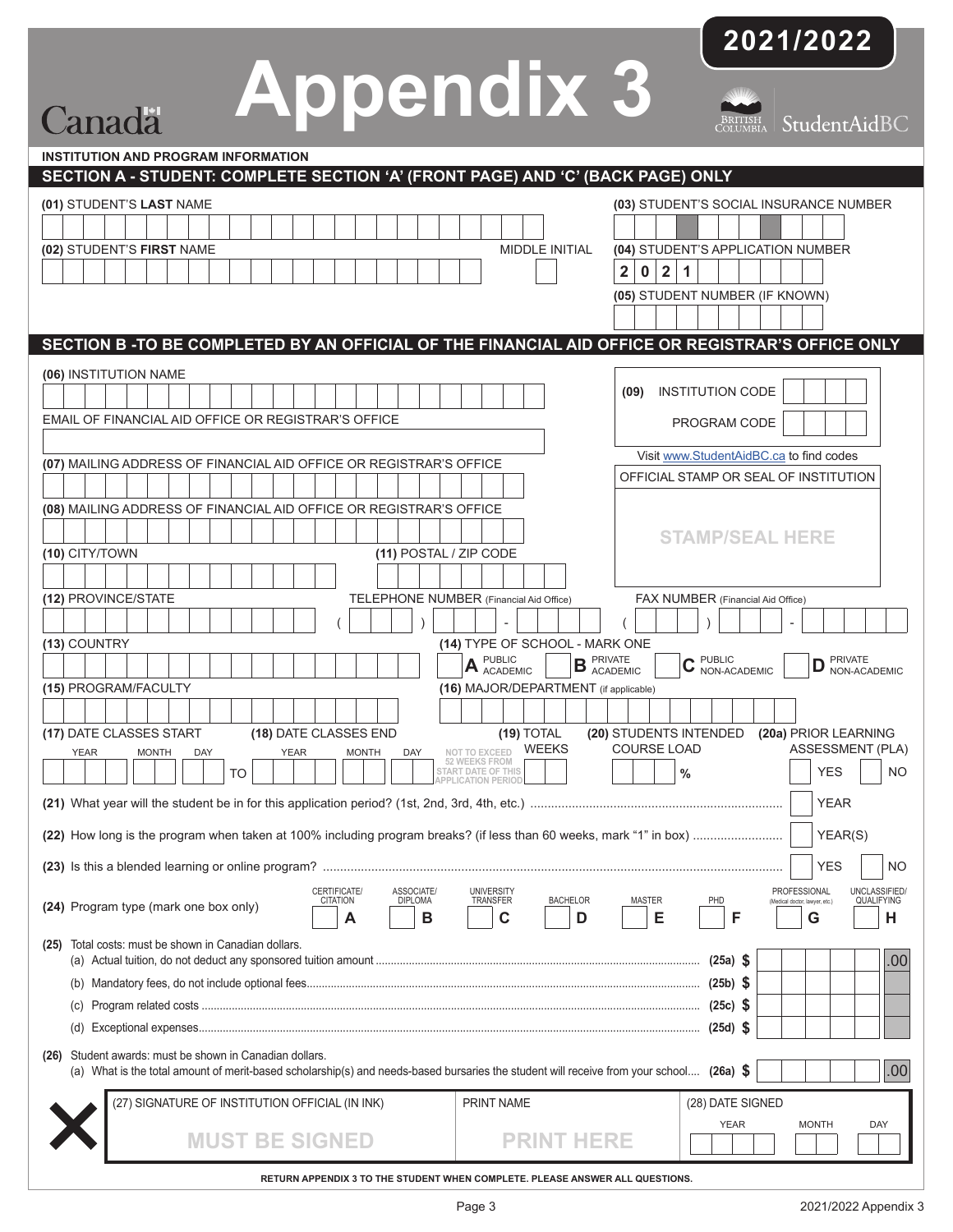**2021/2022**

Canada

# Appendix 3

British Columbia | StudentAidBC

**INSTITUTION AND PROGRAM INFORMATION**

## SECTION A - STUDENT: COMPLETE SECTION 'A' (FRONT PAGE) AND 'C' (BACK PAGE) ONLY

**(01)** STUDENT'S **LAST** NAME

**(02)** STUDENT'S **FIRST** NAME — MIDDLE INITIAL

**(03)** STUDENT'S SOCIAL INSURANCE NUMBER

**(04)** STUDENT'S APPLICATION NUMBER: 2 0 2 1

**(05)** STUDENT NUMBER (IF KNOWN)

## SECTION B -TO BE COMPLETED BY AN OFFICIAL OF THE FINANCIAL AID OFFICE OR REGISTRAR'S OFFICE ONLY

**(06)** INSTITUTION NAME

EMAIL OF FINANCIAL AID OFFICE OR REGISTRAR'S OFFICE

**(07)** MAILING ADDRESS OF FINANCIAL AID OFFICE OR REGISTRAR'S OFFICE

**(08)** MAILING ADDRESS OF FINANCIAL AID OFFICE OR REGISTRAR'S OFFICE

**(09)** INSTITUTION CODE

PROGRAM CODE

Visit www.StudentAidBC.ca to find codes

OFFICIAL STAMP OR SEAL OF INSTITUTION

STAMP/SEAL HERE

**(10)** CITY/TOWN

**(11)** POSTAL / ZIP CODE

**(12)** PROVINCE/STATE

TELEPHONE NUMBER (Financial Aid Office) ( ) -

FAX NUMBER (Financial Aid Office) ( ) -

**(13)** COUNTRY

**(14)** TYPE OF SCHOOL - MARK ONE

- **A** PUBLIC ACADEMIC
- **B** PRIVATE ACADEMIC
- **C** PUBLIC NON-ACADEMIC
- **D** PRIVATE NON-ACADEMIC

**(15)** PROGRAM/FACULTY

**(16)** MAJOR/DEPARTMENT (if applicable)

**(17)** DATE CLASSES START — YEAR MONTH DAY — TO

**(18)** DATE CLASSES END — YEAR MONTH DAY

**(19)** TOTAL WEEKS — NOT TO EXCEED 52 WEEKS FROM START DATE OF THIS APPLICATION PERIOD

**(20)** STUDENTS INTENDED COURSE LOAD — %

**(20a)** PRIOR LEARNING ASSESSMENT (PLA) — YES / NO

**(21)** What year will the student be in for this application period? (1st, 2nd, 3rd, 4th, etc.) ............ YEAR

**(22)** How long is the program when taken at 100% including program breaks? (if less than 60 weeks, mark "1" in box) ............ YEAR(S)

**(23)** Is this a blended learning or online program? ............ YES / NO

**(24)** Program type (mark one box only)

- **A** CERTIFICATE/ CITATION
- **B** ASSOCIATE/ DIPLOMA
- **C** UNIVERSITY TRANSFER
- **D** BACHELOR
- **E** MASTER
- **F** PHD
- **G** PROFESSIONAL (Medical doctor, lawyer, etc.)
- **H** UNCLASSIFIED/ QUALIFYING

**(25)** Total costs: must be shown in Canadian dollars.

(a) Actual tuition, do not deduct any sponsored tuition amount ............ **(25a) $** .00

(b) Mandatory fees, do not include optional fees............ **(25b) $**

(c) Program related costs ............ **(25c) $**

(d) Exceptional expenses............ **(25d) $**

**(26)** Student awards: must be shown in Canadian dollars.

(a) What is the total amount of merit-based scholarship(s) and needs-based bursaries the student will receive from your school.... **(26a) $** .00

(27) SIGNATURE OF INSTITUTION OFFICIAL (IN INK) — MUST BE SIGNED

PRINT NAME — PRINT HERE

(28) DATE SIGNED — YEAR MONTH DAY

**RETURN APPENDIX 3 TO THE STUDENT WHEN COMPLETE. PLEASE ANSWER ALL QUESTIONS.**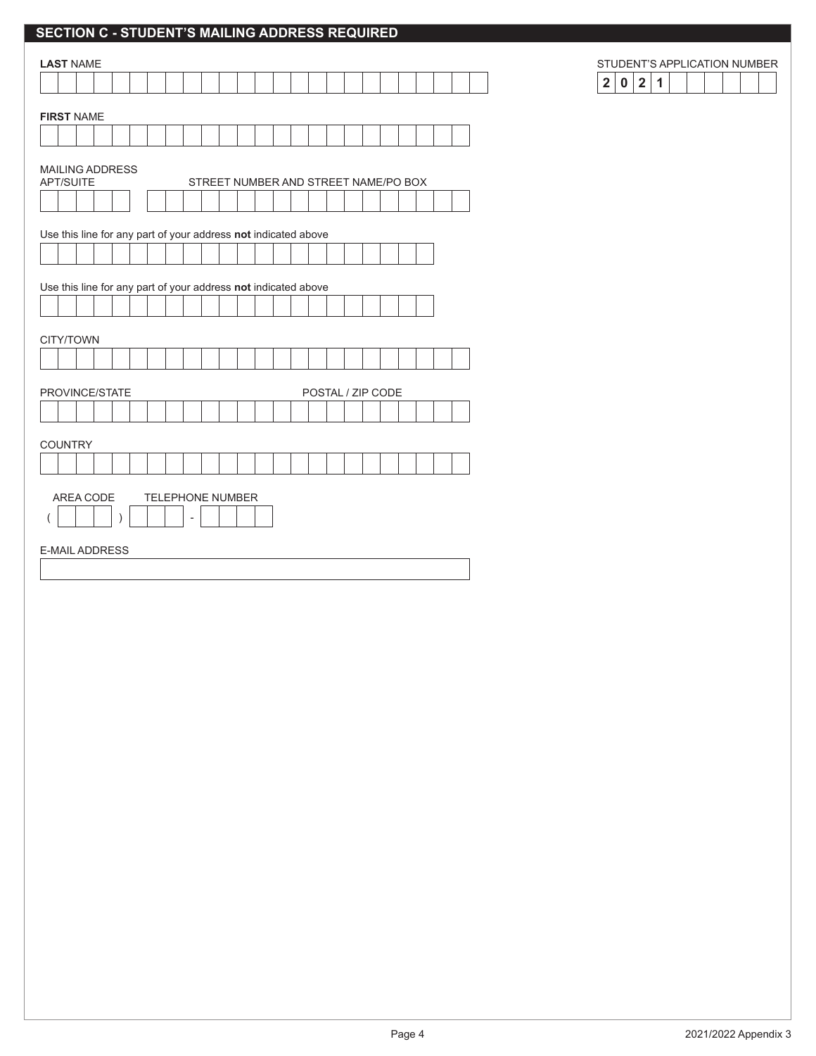## SECTION C - STUDENT'S MAILING ADDRESS REQUIRED

STUDENT'S APPLICATION NUMBER

2 0 2 1

**LAST** NAME

**FIRST** NAME

MAILING ADDRESS

APT/SUITE

STREET NUMBER AND STREET NAME/PO BOX

Use this line for any part of your address **not** indicated above

Use this line for any part of your address **not** indicated above

CITY/TOWN

PROVINCE/STATE

POSTAL / ZIP CODE

COUNTRY

AREA CODE

TELEPHONE NUMBER

(    )    -

E-MAIL ADDRESS

2021/2022 Appendix 3